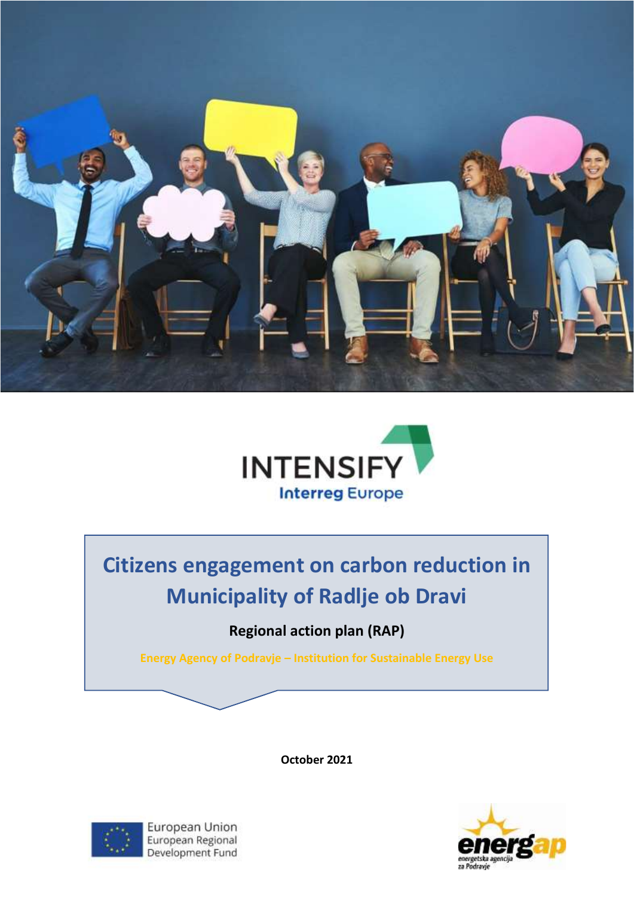INTENSIFY

Interreg Europe

# Citizens engagement on carbon reduction in Municipality of Radlje ob Dravi

**Regional action plan (RAP)**

Energy Agency of Podravje – Institution for Sustainable Energy Use

**October 2021**

European Union
European Regional Development Fund

energap
energetska agencija za Podravje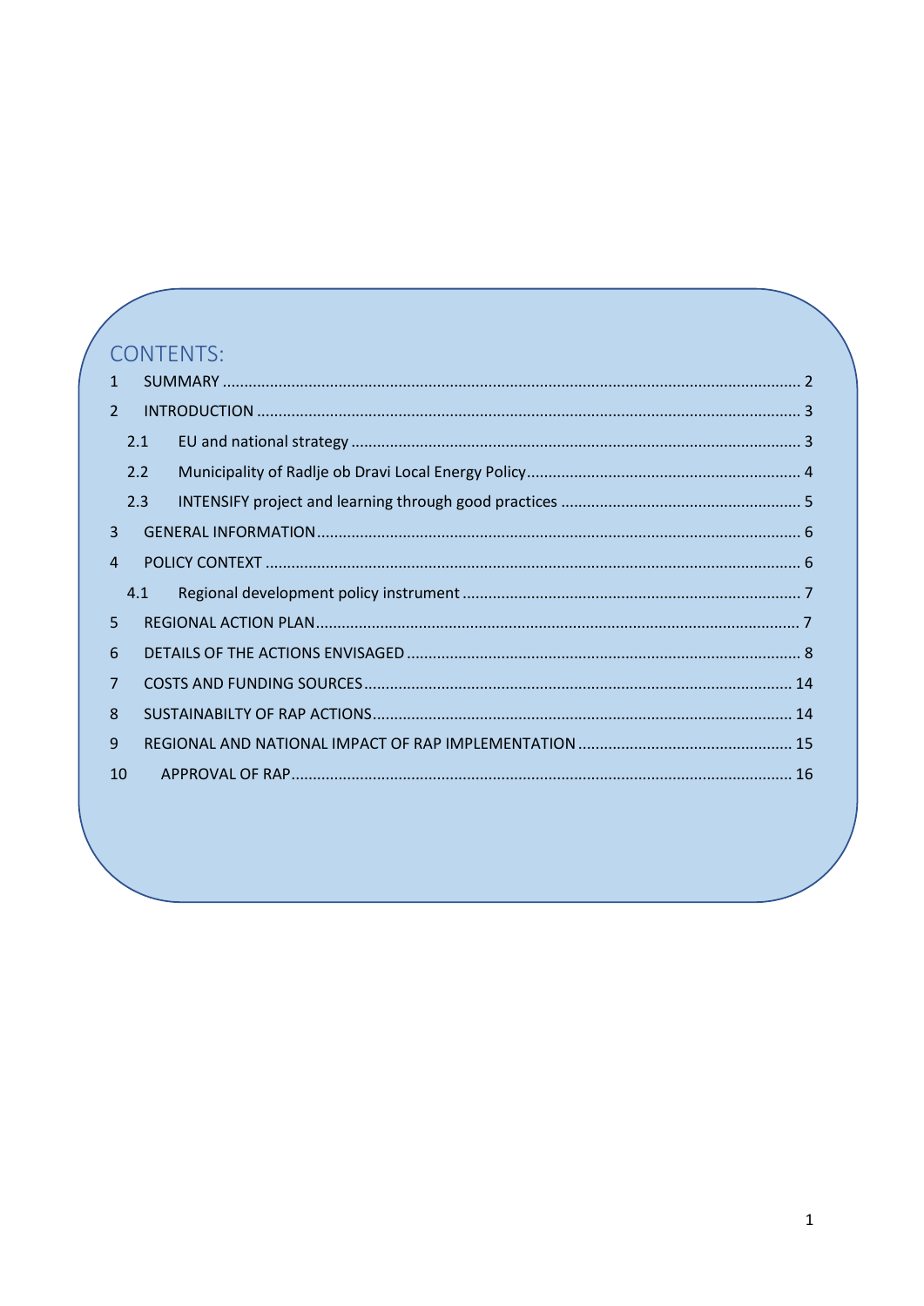# CONTENTS:

1 SUMMARY ..................................................................................................................................... 2

2 INTRODUCTION ............................................................................................................................. 3

2.1 EU and national strategy ....................................................................................................... 3

2.2 Municipality of Radlje ob Dravi Local Energy Policy............................................................... 4

2.3 INTENSIFY project and learning through good practices ....................................................... 5

3 GENERAL INFORMATION............................................................................................................... 6

4 POLICY CONTEXT ........................................................................................................................... 6

4.1 Regional development policy instrument .............................................................................. 7

5 REGIONAL ACTION PLAN............................................................................................................... 7

6 DETAILS OF THE ACTIONS ENVISAGED ........................................................................................... 8

7 COSTS AND FUNDING SOURCES.................................................................................................. 14

8 SUSTAINABILTY OF RAP ACTIONS................................................................................................. 14

9 REGIONAL AND NATIONAL IMPACT OF RAP IMPLEMENTATION .................................................. 15

10 APPROVAL OF RAP.................................................................................................................... 16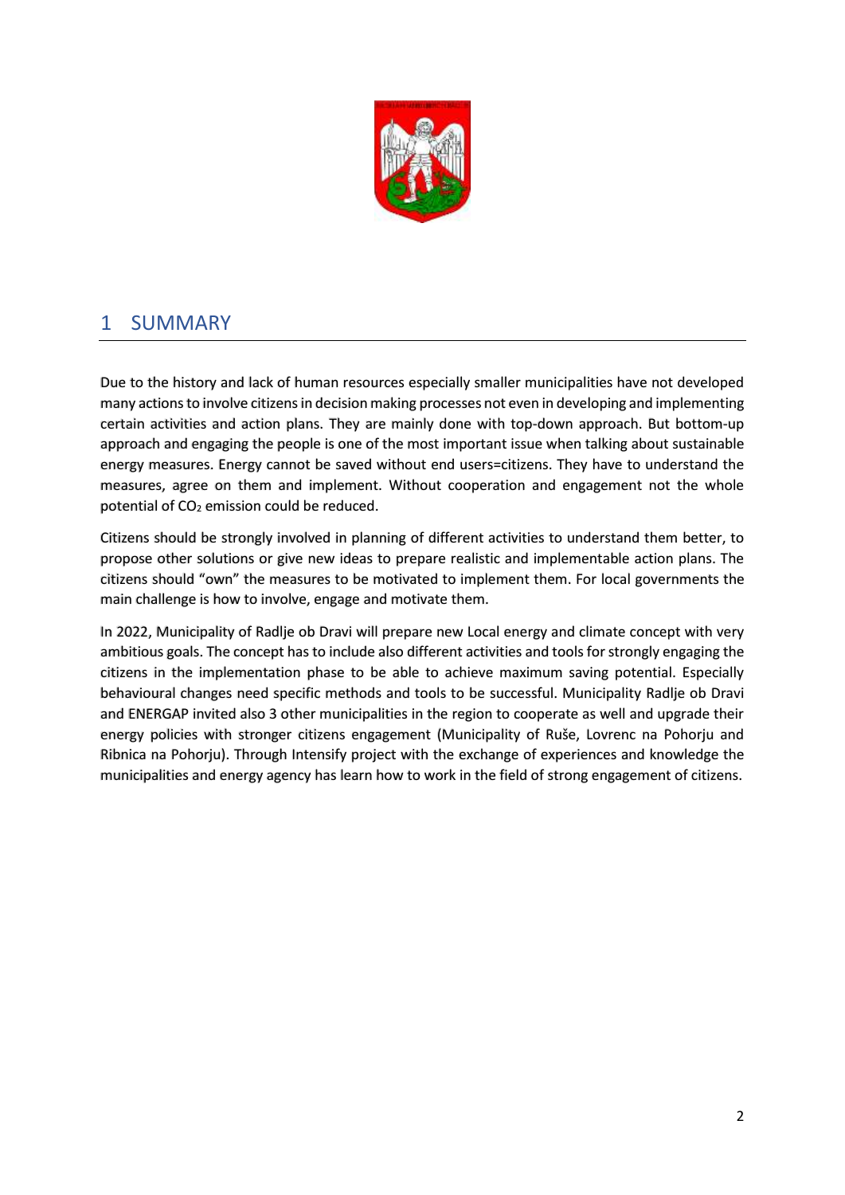# 1 SUMMARY

Due to the history and lack of human resources especially smaller municipalities have not developed many actions to involve citizens in decision making processes not even in developing and implementing certain activities and action plans. They are mainly done with top-down approach. But bottom-up approach and engaging the people is one of the most important issue when talking about sustainable energy measures. Energy cannot be saved without end users=citizens. They have to understand the measures, agree on them and implement. Without cooperation and engagement not the whole potential of $CO_2$ emission could be reduced.

Citizens should be strongly involved in planning of different activities to understand them better, to propose other solutions or give new ideas to prepare realistic and implementable action plans. The citizens should "own" the measures to be motivated to implement them. For local governments the main challenge is how to involve, engage and motivate them.

In 2022, Municipality of Radlje ob Dravi will prepare new Local energy and climate concept with very ambitious goals. The concept has to include also different activities and tools for strongly engaging the citizens in the implementation phase to be able to achieve maximum saving potential. Especially behavioural changes need specific methods and tools to be successful. Municipality Radlje ob Dravi and ENERGAP invited also 3 other municipalities in the region to cooperate as well and upgrade their energy policies with stronger citizens engagement (Municipality of Ruše, Lovrenc na Pohorju and Ribnica na Pohorju). Through Intensify project with the exchange of experiences and knowledge the municipalities and energy agency has learn how to work in the field of strong engagement of citizens.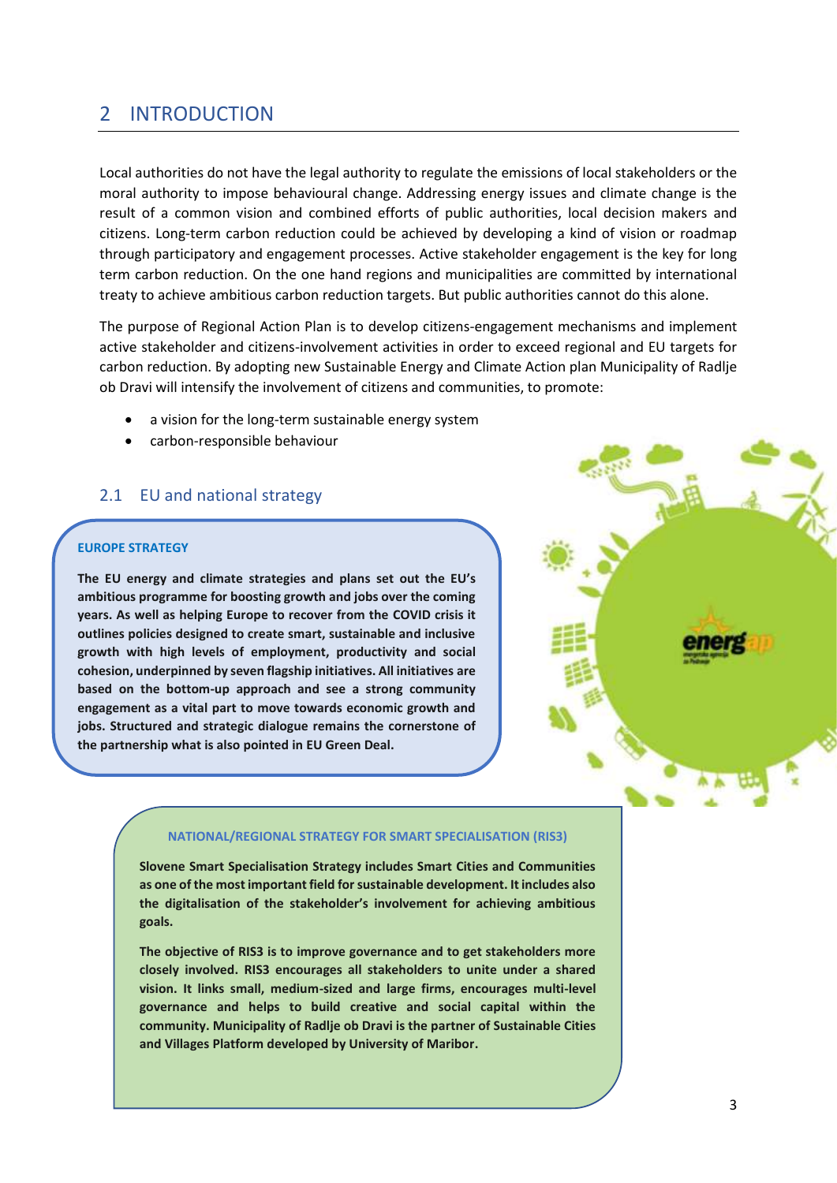# 2 INTRODUCTION

Local authorities do not have the legal authority to regulate the emissions of local stakeholders or the moral authority to impose behavioural change. Addressing energy issues and climate change is the result of a common vision and combined efforts of public authorities, local decision makers and citizens. Long-term carbon reduction could be achieved by developing a kind of vision or roadmap through participatory and engagement processes. Active stakeholder engagement is the key for long term carbon reduction. On the one hand regions and municipalities are committed by international treaty to achieve ambitious carbon reduction targets. But public authorities cannot do this alone.

The purpose of Regional Action Plan is to develop citizens-engagement mechanisms and implement active stakeholder and citizens-involvement activities in order to exceed regional and EU targets for carbon reduction. By adopting new Sustainable Energy and Climate Action plan Municipality of Radlje ob Dravi will intensify the involvement of citizens and communities, to promote:

- a vision for the long-term sustainable energy system
- carbon-responsible behaviour

## 2.1 EU and national strategy

**EUROPE STRATEGY**

**The EU energy and climate strategies and plans set out the EU's ambitious programme for boosting growth and jobs over the coming years. As well as helping Europe to recover from the COVID crisis it outlines policies designed to create smart, sustainable and inclusive growth with high levels of employment, productivity and social cohesion, underpinned by seven flagship initiatives. All initiatives are based on the bottom-up approach and see a strong community engagement as a vital part to move towards economic growth and jobs. Structured and strategic dialogue remains the cornerstone of the partnership what is also pointed in EU Green Deal.**

**NATIONAL/REGIONAL STRATEGY FOR SMART SPECIALISATION (RIS3)**

**Slovene Smart Specialisation Strategy includes Smart Cities and Communities as one of the most important field for sustainable development. It includes also the digitalisation of the stakeholder's involvement for achieving ambitious goals.**

**The objective of RIS3 is to improve governance and to get stakeholders more closely involved. RIS3 encourages all stakeholders to unite under a shared vision. It links small, medium-sized and large firms, encourages multi-level governance and helps to build creative and social capital within the community. Municipality of Radlje ob Dravi is the partner of Sustainable Cities and Villages Platform developed by University of Maribor.**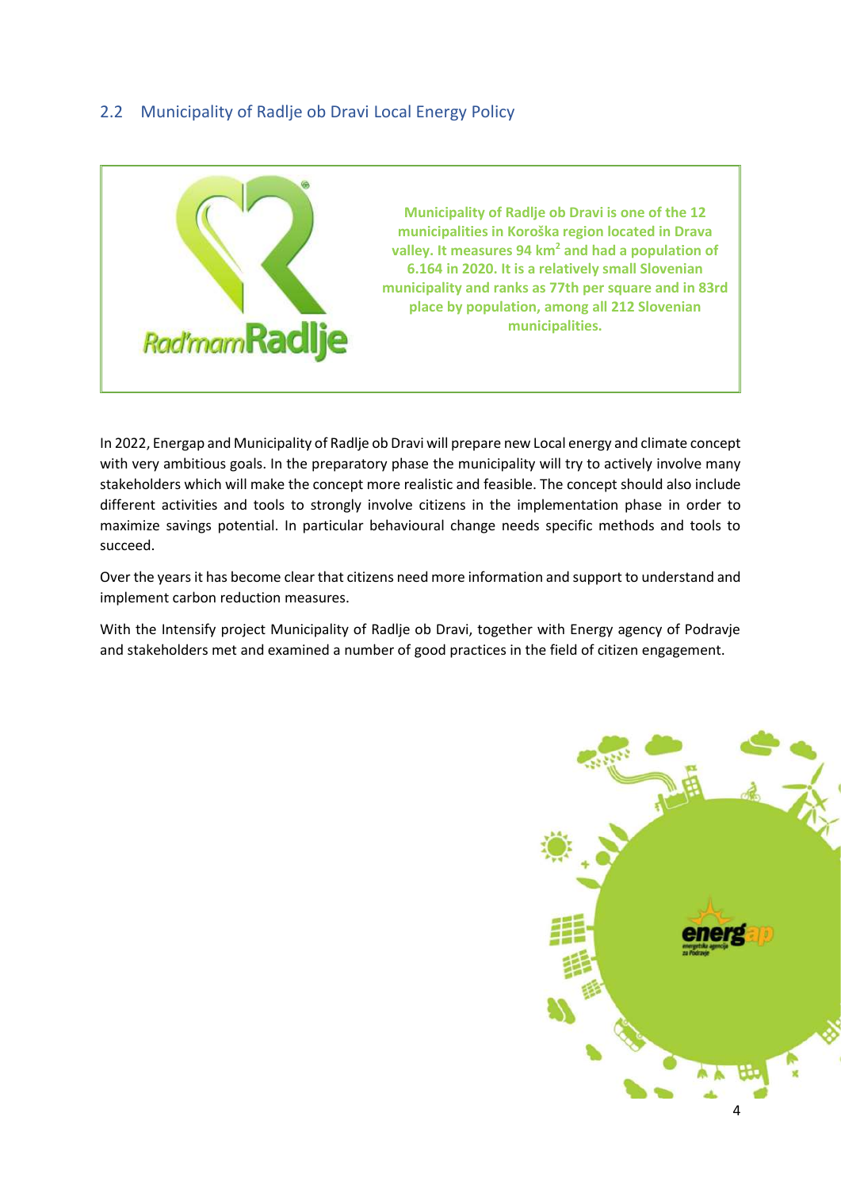## 2.2 Municipality of Radlje ob Dravi Local Energy Policy

**Municipality of Radlje ob Dravi is one of the 12 municipalities in Koroška region located in Drava valley. It measures 94 km$^2$ and had a population of 6.164 in 2020. It is a relatively small Slovenian municipality and ranks as 77th per square and in 83rd place by population, among all 212 Slovenian municipalities.**

In 2022, Energap and Municipality of Radlje ob Dravi will prepare new Local energy and climate concept with very ambitious goals. In the preparatory phase the municipality will try to actively involve many stakeholders which will make the concept more realistic and feasible. The concept should also include different activities and tools to strongly involve citizens in the implementation phase in order to maximize savings potential. In particular behavioural change needs specific methods and tools to succeed.

Over the years it has become clear that citizens need more information and support to understand and implement carbon reduction measures.

With the Intensify project Municipality of Radlje ob Dravi, together with Energy agency of Podravje and stakeholders met and examined a number of good practices in the field of citizen engagement.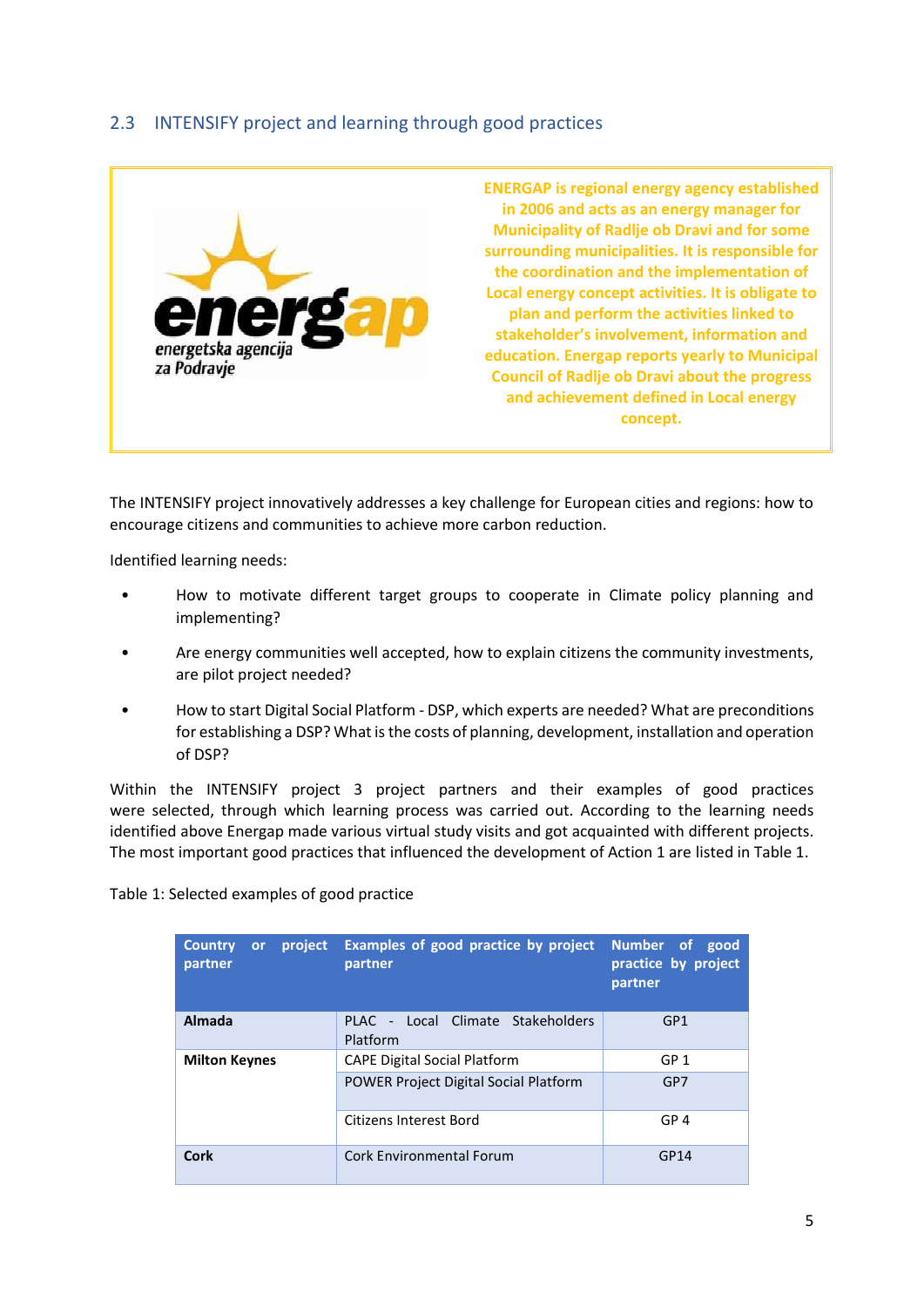## 2.3 INTENSIFY project and learning through good practices

**ENERGAP is regional energy agency established in 2006 and acts as an energy manager for Municipality of Radlje ob Dravi and for some surrounding municipalities. It is responsible for the coordination and the implementation of Local energy concept activities. It is obligate to plan and perform the activities linked to stakeholder's involvement, information and education. Energap reports yearly to Municipal Council of Radlje ob Dravi about the progress and achievement defined in Local energy concept.**

The INTENSIFY project innovatively addresses a key challenge for European cities and regions: how to encourage citizens and communities to achieve more carbon reduction.

Identified learning needs:

- How to motivate different target groups to cooperate in Climate policy planning and implementing?
- Are energy communities well accepted, how to explain citizens the community investments, are pilot project needed?
- How to start Digital Social Platform - DSP, which experts are needed? What are preconditions for establishing a DSP? What is the costs of planning, development, installation and operation of DSP?

Within the INTENSIFY project 3 project partners and their examples of good practices were selected, through which learning process was carried out. According to the learning needs identified above Energap made various virtual study visits and got acquainted with different projects. The most important good practices that influenced the development of Action 1 are listed in Table 1.

Table 1: Selected examples of good practice

| Country or project partner | Examples of good practice by project partner | Number of good practice by project partner |
|---|---|---|
| **Almada** | PLAC - Local Climate Stakeholders Platform | GP1 |
| **Milton Keynes** | CAPE Digital Social Platform | GP 1 |
| | POWER Project Digital Social Platform | GP7 |
| | Citizens Interest Bord | GP 4 |
| **Cork** | Cork Environmental Forum | GP14 |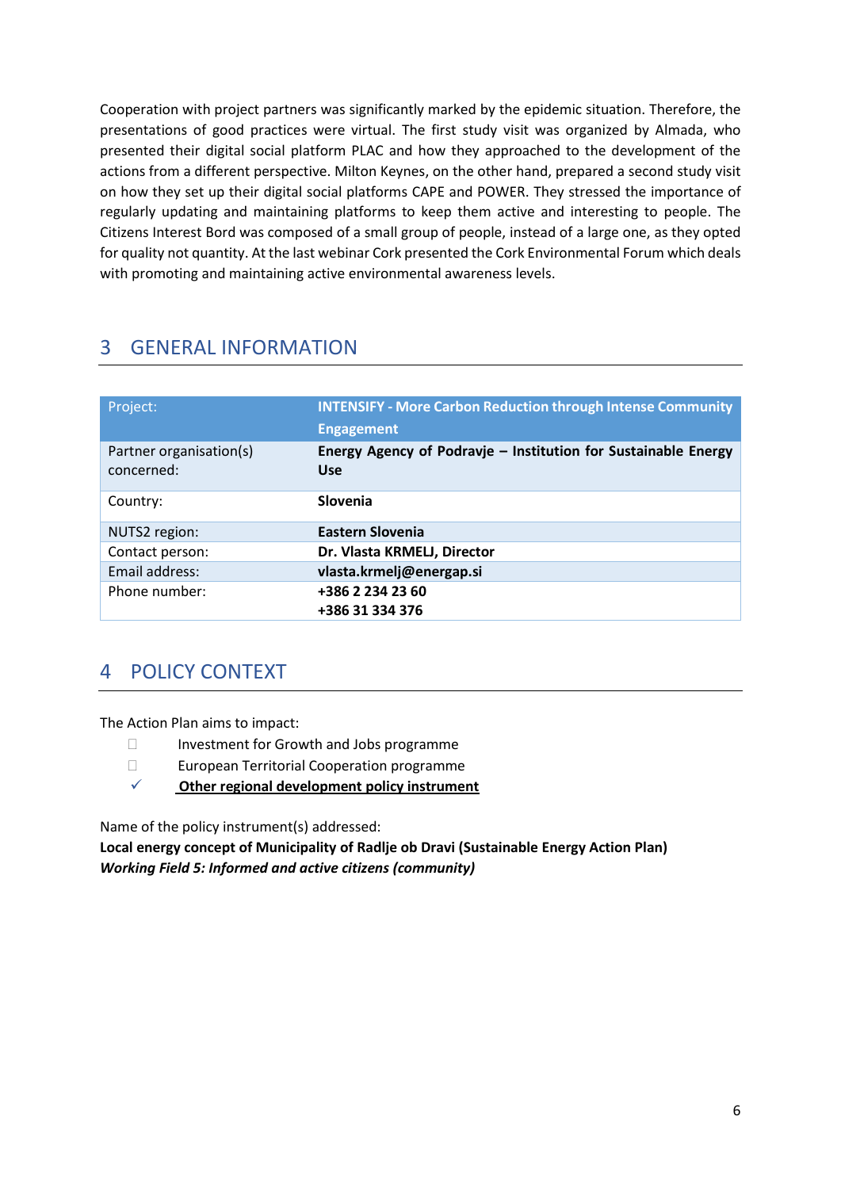Cooperation with project partners was significantly marked by the epidemic situation. Therefore, the presentations of good practices were virtual. The first study visit was organized by Almada, who presented their digital social platform PLAC and how they approached to the development of the actions from a different perspective. Milton Keynes, on the other hand, prepared a second study visit on how they set up their digital social platforms CAPE and POWER. They stressed the importance of regularly updating and maintaining platforms to keep them active and interesting to people. The Citizens Interest Bord was composed of a small group of people, instead of a large one, as they opted for quality not quantity. At the last webinar Cork presented the Cork Environmental Forum which deals with promoting and maintaining active environmental awareness levels.

# 3 GENERAL INFORMATION

| Project: | **INTENSIFY - More Carbon Reduction through Intense Community Engagement** |
|---|---|
| Partner organisation(s) concerned: | **Energy Agency of Podravje – Institution for Sustainable Energy Use** |
| Country: | **Slovenia** |
| NUTS2 region: | **Eastern Slovenia** |
| Contact person: | **Dr. Vlasta KRMELJ, Director** |
| Email address: | **vlasta.krmelj@energap.si** |
| Phone number: | **+386 2 234 23 60**<br>**+386 31 334 376** |

# 4 POLICY CONTEXT

The Action Plan aims to impact:

- ☐ Investment for Growth and Jobs programme
- ☐ European Territorial Cooperation programme
- ✓ **Other regional development policy instrument**

Name of the policy instrument(s) addressed:

**Local energy concept of Municipality of Radlje ob Dravi (Sustainable Energy Action Plan)**
***Working Field 5: Informed and active citizens (community)***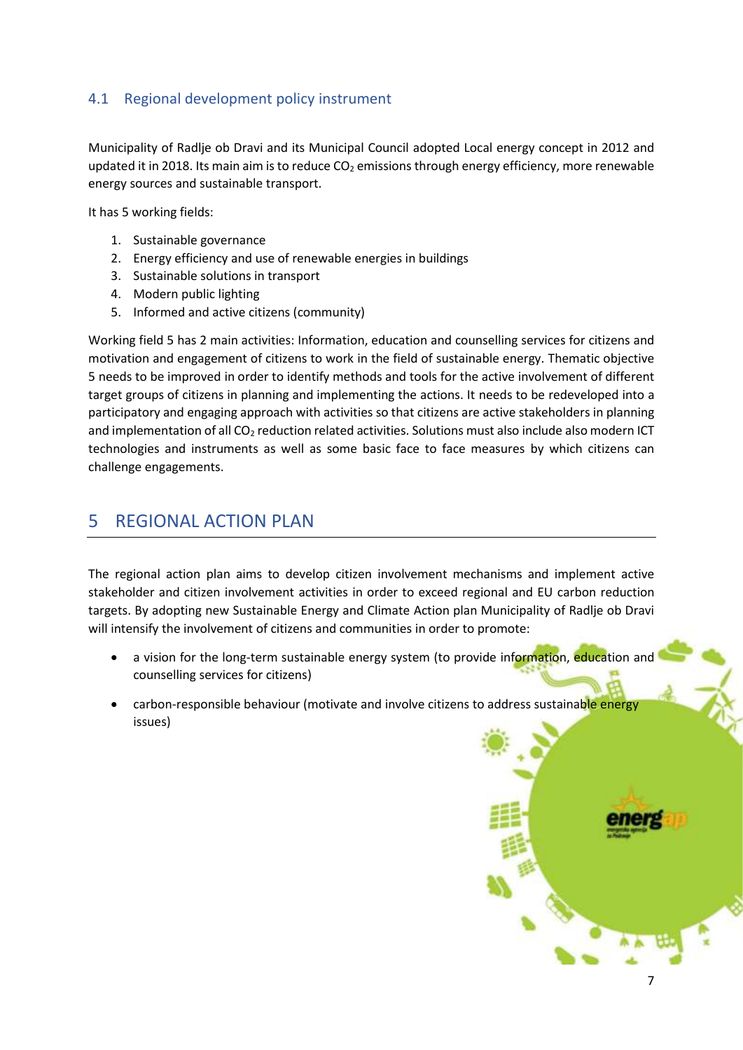## 4.1 Regional development policy instrument

Municipality of Radlje ob Dravi and its Municipal Council adopted Local energy concept in 2012 and updated it in 2018. Its main aim is to reduce $CO_2$ emissions through energy efficiency, more renewable energy sources and sustainable transport.

It has 5 working fields:

1. Sustainable governance
2. Energy efficiency and use of renewable energies in buildings
3. Sustainable solutions in transport
4. Modern public lighting
5. Informed and active citizens (community)

Working field 5 has 2 main activities: Information, education and counselling services for citizens and motivation and engagement of citizens to work in the field of sustainable energy. Thematic objective 5 needs to be improved in order to identify methods and tools for the active involvement of different target groups of citizens in planning and implementing the actions. It needs to be redeveloped into a participatory and engaging approach with activities so that citizens are active stakeholders in planning and implementation of all $CO_2$ reduction related activities. Solutions must also include also modern ICT technologies and instruments as well as some basic face to face measures by which citizens can challenge engagements.

# 5 REGIONAL ACTION PLAN

The regional action plan aims to develop citizen involvement mechanisms and implement active stakeholder and citizen involvement activities in order to exceed regional and EU carbon reduction targets. By adopting new Sustainable Energy and Climate Action plan Municipality of Radlje ob Dravi will intensify the involvement of citizens and communities in order to promote:

- a vision for the long-term sustainable energy system (to provide information, education and counselling services for citizens)
- carbon-responsible behaviour (motivate and involve citizens to address sustainable energy issues)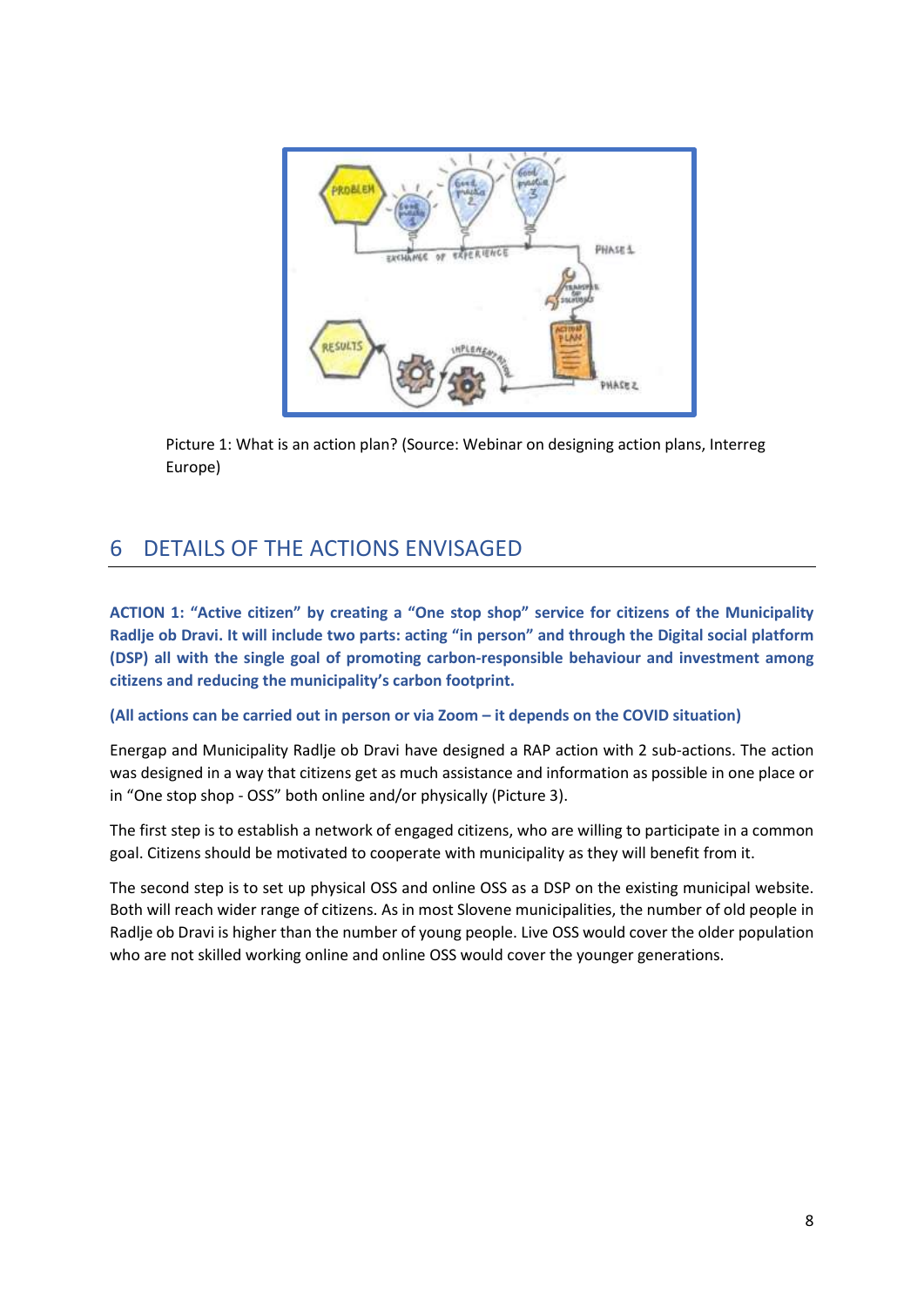Picture 1: What is an action plan? (Source: Webinar on designing action plans, Interreg Europe)

## 6 DETAILS OF THE ACTIONS ENVISAGED

**ACTION 1: "Active citizen" by creating a "One stop shop" service for citizens of the Municipality Radlje ob Dravi. It will include two parts: acting "in person" and through the Digital social platform (DSP) all with the single goal of promoting carbon-responsible behaviour and investment among citizens and reducing the municipality's carbon footprint.**

**(All actions can be carried out in person or via Zoom – it depends on the COVID situation)**

Energap and Municipality Radlje ob Dravi have designed a RAP action with 2 sub-actions. The action was designed in a way that citizens get as much assistance and information as possible in one place or in "One stop shop - OSS" both online and/or physically (Picture 3).

The first step is to establish a network of engaged citizens, who are willing to participate in a common goal. Citizens should be motivated to cooperate with municipality as they will benefit from it.

The second step is to set up physical OSS and online OSS as a DSP on the existing municipal website. Both will reach wider range of citizens. As in most Slovene municipalities, the number of old people in Radlje ob Dravi is higher than the number of young people. Live OSS would cover the older population who are not skilled working online and online OSS would cover the younger generations.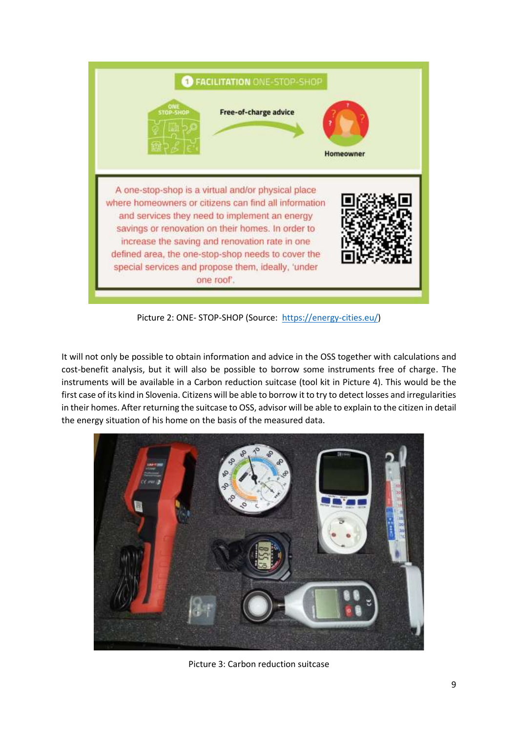Picture 2: ONE- STOP-SHOP (Source: [https://energy-cities.eu/](https://energy-cities.eu/))

It will not only be possible to obtain information and advice in the OSS together with calculations and cost-benefit analysis, but it will also be possible to borrow some instruments free of charge. The instruments will be available in a Carbon reduction suitcase (tool kit in Picture 4). This would be the first case of its kind in Slovenia. Citizens will be able to borrow it to try to detect losses and irregularities in their homes. After returning the suitcase to OSS, advisor will be able to explain to the citizen in detail the energy situation of his home on the basis of the measured data.

Picture 3: Carbon reduction suitcase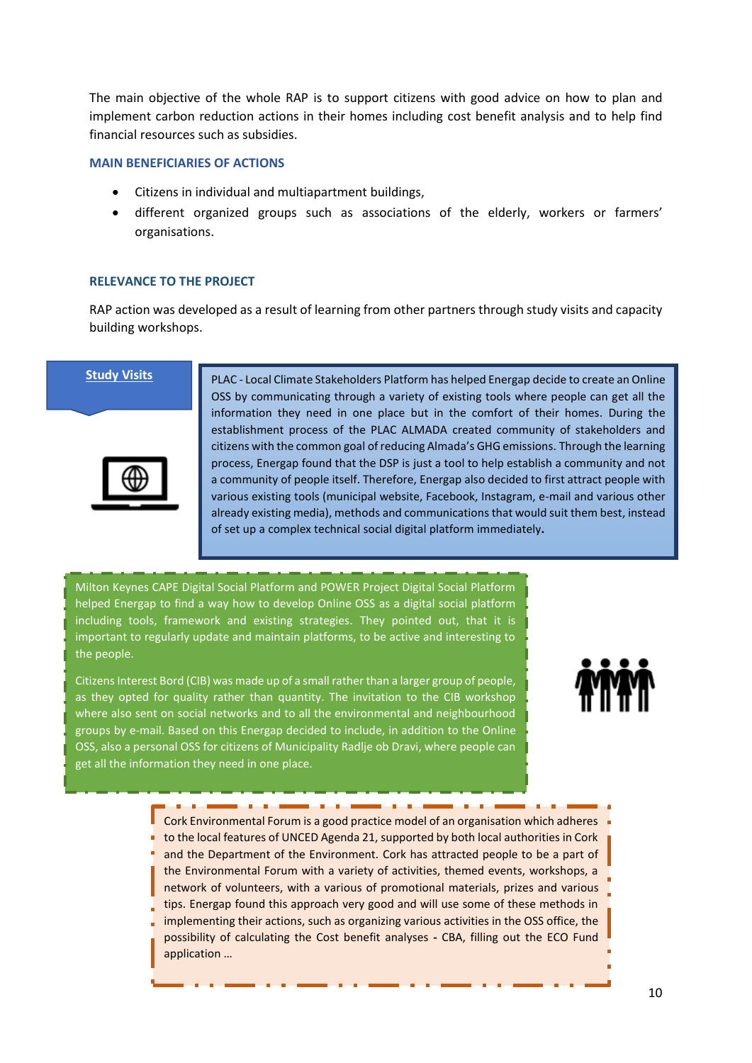The main objective of the whole RAP is to support citizens with good advice on how to plan and implement carbon reduction actions in their homes including cost benefit analysis and to help find financial resources such as subsidies.

### MAIN BENEFICIARIES OF ACTIONS

- Citizens in individual and multiapartment buildings,
- different organized groups such as associations of the elderly, workers or farmers' organisations.

### RELEVANCE TO THE PROJECT

RAP action was developed as a result of learning from other partners through study visits and capacity building workshops.

**Study Visits**

PLAC - Local Climate Stakeholders Platform has helped Energap decide to create an Online OSS by communicating through a variety of existing tools where people can get all the information they need in one place but in the comfort of their homes. During the establishment process of the PLAC ALMADA created community of stakeholders and citizens with the common goal of reducing Almada's GHG emissions. Through the learning process, Energap found that the DSP is just a tool to help establish a community and not a community of people itself. Therefore, Energap also decided to first attract people with various existing tools (municipal website, Facebook, Instagram, e-mail and various other already existing media), methods and communications that would suit them best, instead of set up a complex technical social digital platform immediately.

Milton Keynes CAPE Digital Social Platform and POWER Project Digital Social Platform helped Energap to find a way how to develop Online OSS as a digital social platform including tools, framework and existing strategies. They pointed out, that it is important to regularly update and maintain platforms, to be active and interesting to the people.

Citizens Interest Bord (CIB) was made up of a small rather than a larger group of people, as they opted for quality rather than quantity. The invitation to the CIB workshop where also sent on social networks and to all the environmental and neighbourhood groups by e-mail. Based on this Energap decided to include, in addition to the Online OSS, also a personal OSS for citizens of Municipality Radlje ob Dravi, where people can get all the information they need in one place.

Cork Environmental Forum is a good practice model of an organisation which adheres to the local features of UNCED Agenda 21, supported by both local authorities in Cork and the Department of the Environment. Cork has attracted people to be a part of the Environmental Forum with a variety of activities, themed events, workshops, a network of volunteers, with a various of promotional materials, prizes and various tips. Energap found this approach very good and will use some of these methods in implementing their actions, such as organizing various activities in the OSS office, the possibility of calculating the Cost benefit analyses - CBA, filling out the ECO Fund application …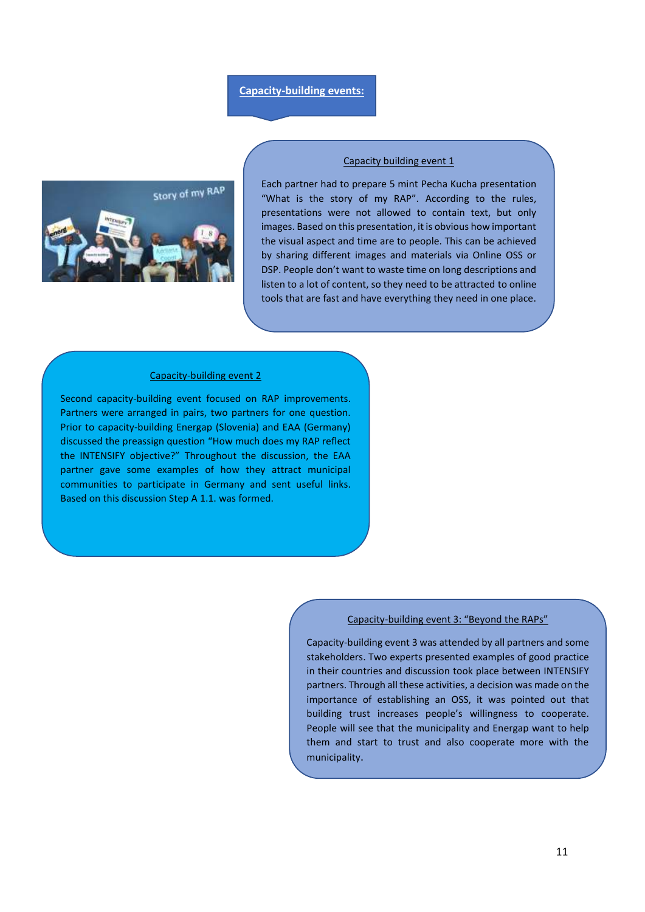## Capacity-building events:

### Capacity building event 1

Each partner had to prepare 5 mint Pecha Kucha presentation "What is the story of my RAP". According to the rules, presentations were not allowed to contain text, but only images. Based on this presentation, it is obvious how important the visual aspect and time are to people. This can be achieved by sharing different images and materials via Online OSS or DSP. People don't want to waste time on long descriptions and listen to a lot of content, so they need to be attracted to online tools that are fast and have everything they need in one place.

### Capacity-building event 2

Second capacity-building event focused on RAP improvements. Partners were arranged in pairs, two partners for one question. Prior to capacity-building Energap (Slovenia) and EAA (Germany) discussed the preassign question "How much does my RAP reflect the INTENSIFY objective?" Throughout the discussion, the EAA partner gave some examples of how they attract municipal communities to participate in Germany and sent useful links. Based on this discussion Step A 1.1. was formed.

### Capacity-building event 3: "Beyond the RAPs"

Capacity-building event 3 was attended by all partners and some stakeholders. Two experts presented examples of good practice in their countries and discussion took place between INTENSIFY partners. Through all these activities, a decision was made on the importance of establishing an OSS, it was pointed out that building trust increases people's willingness to cooperate. People will see that the municipality and Energap want to help them and start to trust and also cooperate more with the municipality.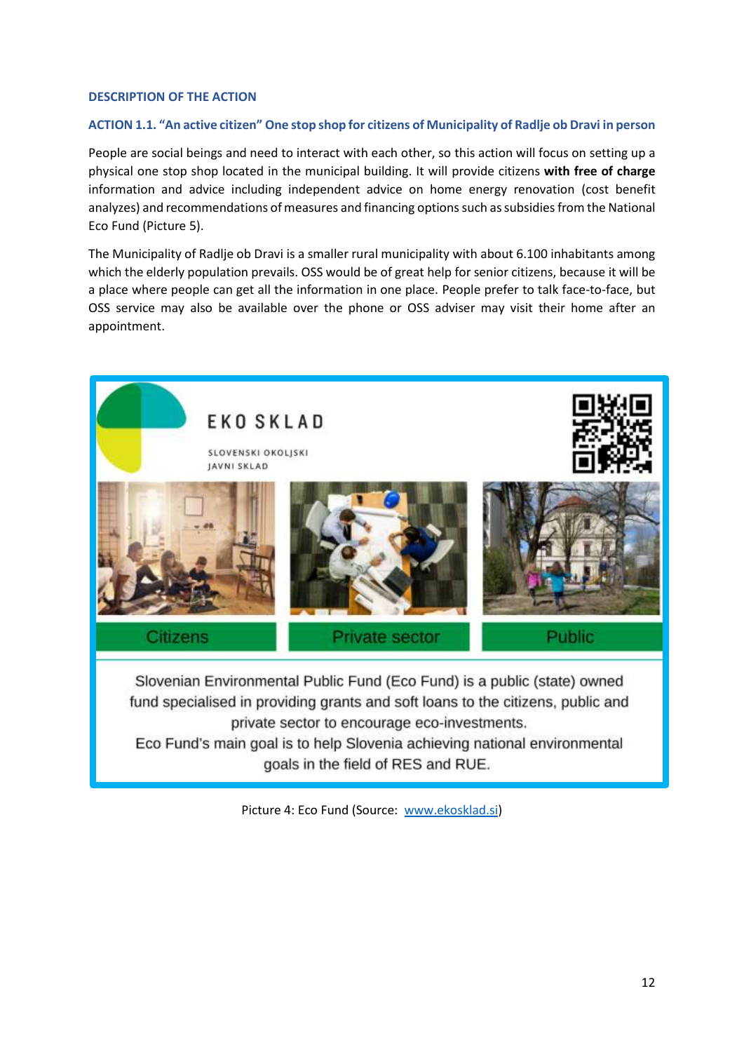**DESCRIPTION OF THE ACTION**

**ACTION 1.1. "An active citizen" One stop shop for citizens of Municipality of Radlje ob Dravi in person**

People are social beings and need to interact with each other, so this action will focus on setting up a physical one stop shop located in the municipal building. It will provide citizens **with free of charge** information and advice including independent advice on home energy renovation (cost benefit analyzes) and recommendations of measures and financing options such as subsidies from the National Eco Fund (Picture 5).

The Municipality of Radlje ob Dravi is a smaller rural municipality with about 6.100 inhabitants among which the elderly population prevails. OSS would be of great help for senior citizens, because it will be a place where people can get all the information in one place. People prefer to talk face-to-face, but OSS service may also be available over the phone or OSS adviser may visit their home after an appointment.

EKO SKLAD

SLOVENSKI OKOLJSKI JAVNI SKLAD

Citizens | Private sector | Public

Slovenian Environmental Public Fund (Eco Fund) is a public (state) owned fund specialised in providing grants and soft loans to the citizens, public and private sector to encourage eco-investments.
Eco Fund's main goal is to help Slovenia achieving national environmental goals in the field of RES and RUE.

Picture 4: Eco Fund (Source: www.ekosklad.si)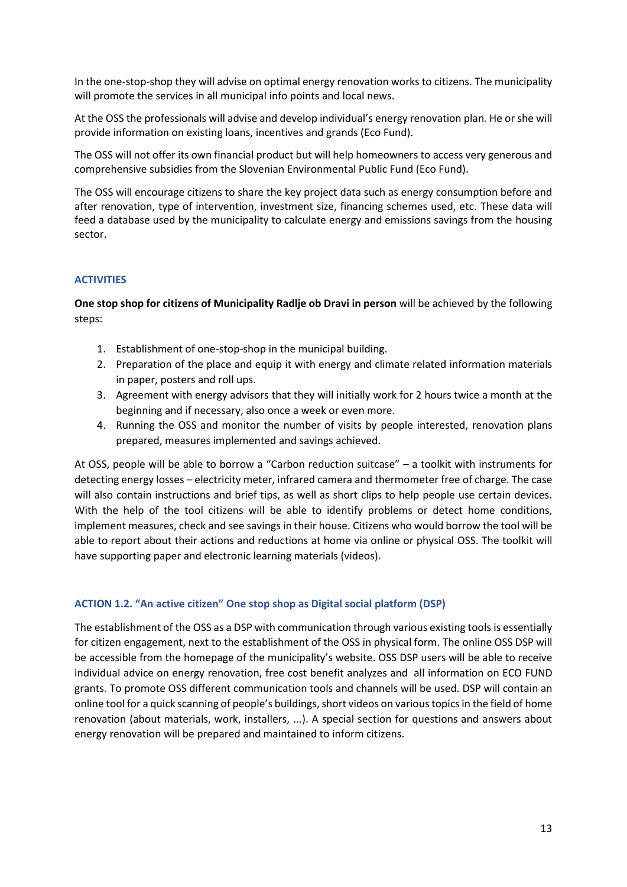In the one-stop-shop they will advise on optimal energy renovation works to citizens. The municipality will promote the services in all municipal info points and local news.

At the OSS the professionals will advise and develop individual's energy renovation plan. He or she will provide information on existing loans, incentives and grands (Eco Fund).

The OSS will not offer its own financial product but will help homeowners to access very generous and comprehensive subsidies from the Slovenian Environmental Public Fund (Eco Fund).

The OSS will encourage citizens to share the key project data such as energy consumption before and after renovation, type of intervention, investment size, financing schemes used, etc. These data will feed a database used by the municipality to calculate energy and emissions savings from the housing sector.

### ACTIVITIES

**One stop shop for citizens of Municipality Radlje ob Dravi in person** will be achieved by the following steps:

1. Establishment of one-stop-shop in the municipal building.
2. Preparation of the place and equip it with energy and climate related information materials in paper, posters and roll ups.
3. Agreement with energy advisors that they will initially work for 2 hours twice a month at the beginning and if necessary, also once a week or even more.
4. Running the OSS and monitor the number of visits by people interested, renovation plans prepared, measures implemented and savings achieved.

At OSS, people will be able to borrow a "Carbon reduction suitcase" – a toolkit with instruments for detecting energy losses – electricity meter, infrared camera and thermometer free of charge. The case will also contain instructions and brief tips, as well as short clips to help people use certain devices. With the help of the tool citizens will be able to identify problems or detect home conditions, implement measures, check and see savings in their house. Citizens who would borrow the tool will be able to report about their actions and reductions at home via online or physical OSS. The toolkit will have supporting paper and electronic learning materials (videos).

### ACTION 1.2. "An active citizen" One stop shop as Digital social platform (DSP)

The establishment of the OSS as a DSP with communication through various existing tools is essentially for citizen engagement, next to the establishment of the OSS in physical form. The online OSS DSP will be accessible from the homepage of the municipality's website. OSS DSP users will be able to receive individual advice on energy renovation, free cost benefit analyzes and all information on ECO FUND grants. To promote OSS different communication tools and channels will be used. DSP will contain an online tool for a quick scanning of people's buildings, short videos on various topics in the field of home renovation (about materials, work, installers, ...). A special section for questions and answers about energy renovation will be prepared and maintained to inform citizens.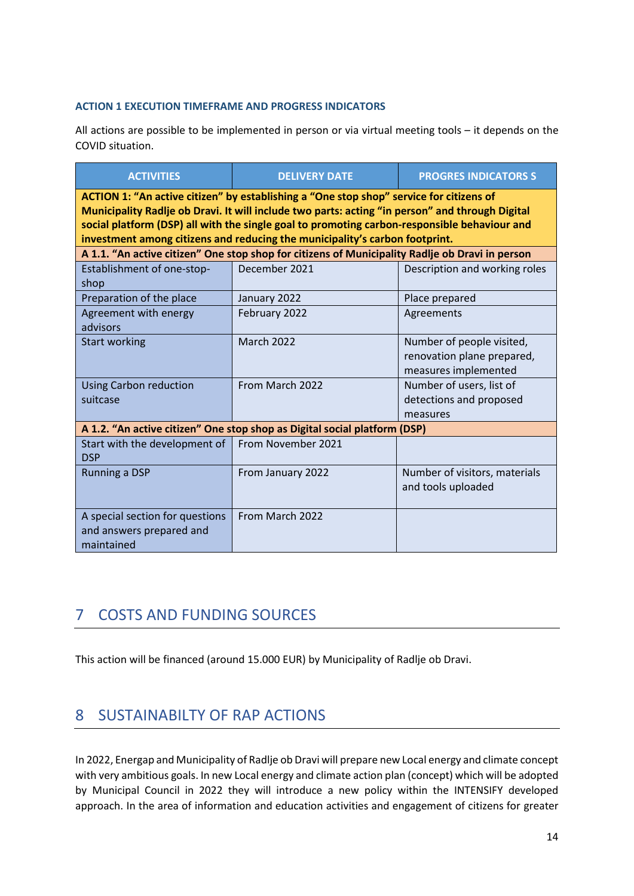**ACTION 1 EXECUTION TIMEFRAME AND PROGRESS INDICATORS**

All actions are possible to be implemented in person or via virtual meeting tools – it depends on the COVID situation.

| ACTIVITIES | DELIVERY DATE | PROGRES INDICATORS S |
|---|---|---|
| **ACTION 1: "An active citizen" by establishing a "One stop shop" service for citizens of Municipality Radlje ob Dravi. It will include two parts: acting "in person" and through Digital social platform (DSP) all with the single goal to promoting carbon-responsible behaviour and investment among citizens and reducing the municipality's carbon footprint.** | | |
| **A 1.1. "An active citizen" One stop shop for citizens of Municipality Radlje ob Dravi in person** | | |
| Establishment of one-stop-shop | December 2021 | Description and working roles |
| Preparation of the place | January 2022 | Place prepared |
| Agreement with energy advisors | February 2022 | Agreements |
| Start working | March 2022 | Number of people visited, renovation plane prepared, measures implemented |
| Using Carbon reduction suitcase | From March 2022 | Number of users, list of detections and proposed measures |
| **A 1.2. "An active citizen" One stop shop as Digital social platform (DSP)** | | |
| Start with the development of DSP | From November 2021 | |
| Running a DSP | From January 2022 | Number of visitors, materials and tools uploaded |
| A special section for questions and answers prepared and maintained | From March 2022 | |

# 7 COSTS AND FUNDING SOURCES

This action will be financed (around 15.000 EUR) by Municipality of Radlje ob Dravi.

# 8 SUSTAINABILTY OF RAP ACTIONS

In 2022, Energap and Municipality of Radlje ob Dravi will prepare new Local energy and climate concept with very ambitious goals. In new Local energy and climate action plan (concept) which will be adopted by Municipal Council in 2022 they will introduce a new policy within the INTENSIFY developed approach. In the area of information and education activities and engagement of citizens for greater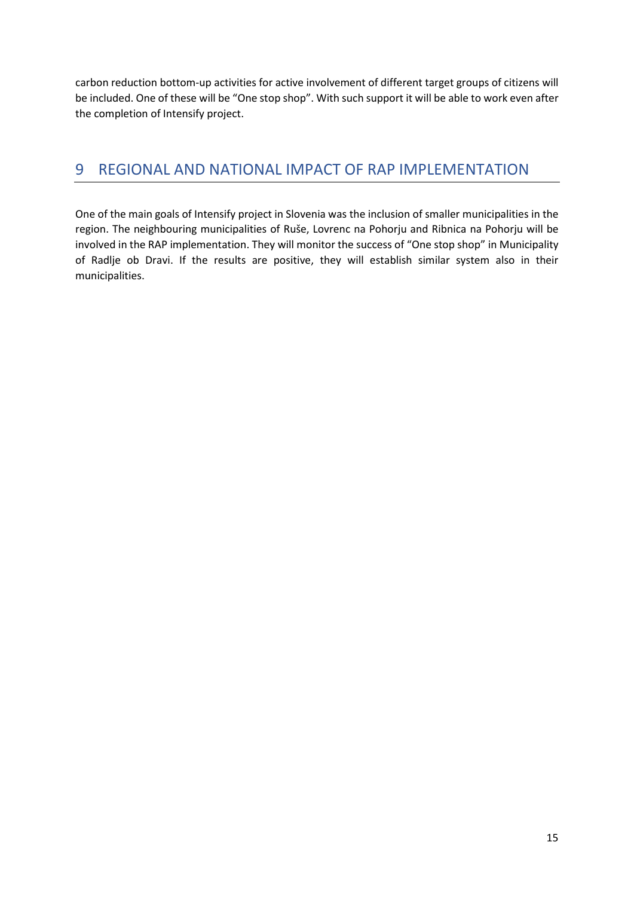carbon reduction bottom-up activities for active involvement of different target groups of citizens will be included. One of these will be “One stop shop”. With such support it will be able to work even after the completion of Intensify project.

# 9 REGIONAL AND NATIONAL IMPACT OF RAP IMPLEMENTATION

One of the main goals of Intensify project in Slovenia was the inclusion of smaller municipalities in the region. The neighbouring municipalities of Ruše, Lovrenc na Pohorju and Ribnica na Pohorju will be involved in the RAP implementation. They will monitor the success of “One stop shop” in Municipality of Radlje ob Dravi. If the results are positive, they will establish similar system also in their municipalities.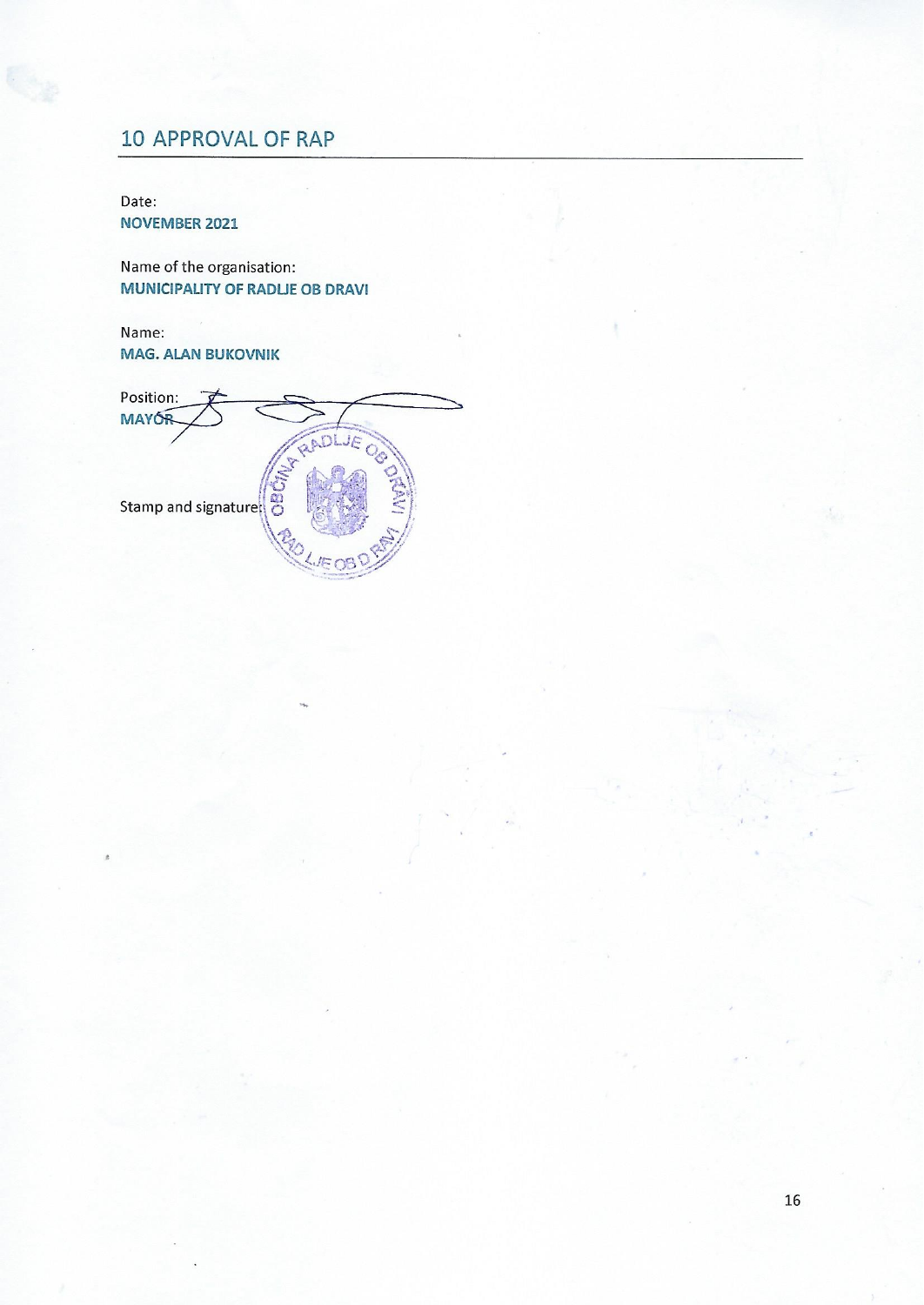## 10 APPROVAL OF RAP

Date:
**NOVEMBER 2021**

Name of the organisation:
**MUNICIPALITY OF RADLJE OB DRAVI**

Name:
**MAG. ALAN BUKOVNIK**

Position:
**MAYOR**

Stamp and signature: